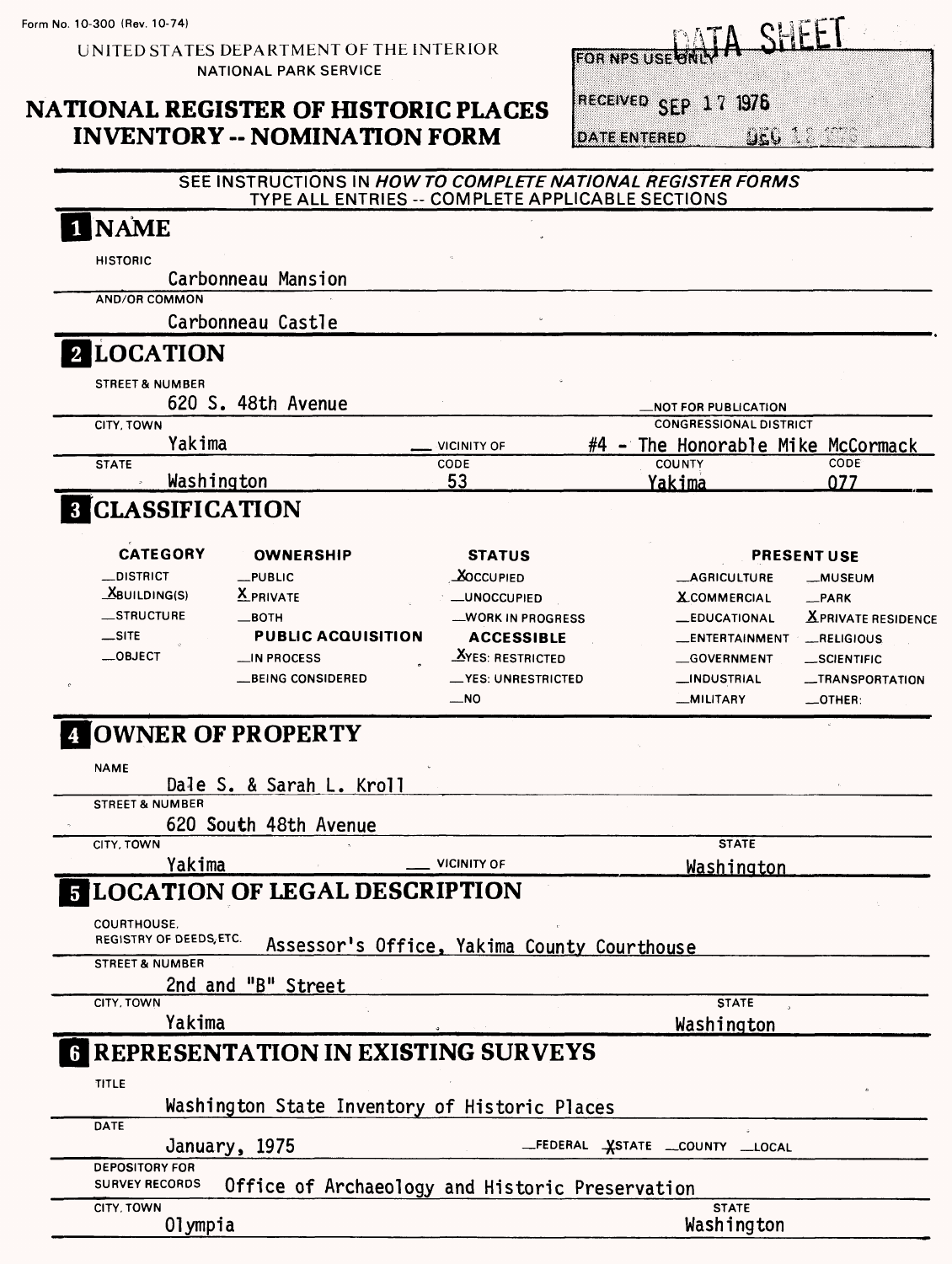Form No. 10-300 (Rev. 10-74)

UNITED STATES DEPARTMENT OF THE INTERIOR
NATIONAL PARK SERVICE

# NATIONAL REGISTER OF HISTORIC PLACES INVENTORY -- NOMINATION FORM

DATA SHEET

FOR NPS USE ONLY

RECEIVED SEP 17 1976

DATE ENTERED DEC 12 1976

SEE INSTRUCTIONS IN *HOW TO COMPLETE NATIONAL REGISTER FORMS*
TYPE ALL ENTRIES -- COMPLETE APPLICABLE SECTIONS

## 1 NAME

HISTORIC

Carbonneau Mansion

AND/OR COMMON

Carbonneau Castle

## 2 LOCATION

STREET & NUMBER

620 S. 48th Avenue

__NOT FOR PUBLICATION

CITY, TOWN

Yakima __ VICINITY OF

CONGRESSIONAL DISTRICT

#4 - The Honorable Mike McCormack

| STATE | CODE | COUNTY | CODE |
|---|---|---|---|
| Washington | 53 | Yakima | 077 |

## 3 CLASSIFICATION

| CATEGORY | OWNERSHIP | STATUS | PRESENT USE | |
|---|---|---|---|---|
| __DISTRICT | __PUBLIC | X OCCUPIED | __AGRICULTURE | __MUSEUM |
| X BUILDING(S) | X PRIVATE | __UNOCCUPIED | X COMMERCIAL | __PARK |
| __STRUCTURE | __BOTH | __WORK IN PROGRESS | __EDUCATIONAL | X PRIVATE RESIDENCE |
| __SITE | **PUBLIC ACQUISITION** | **ACCESSIBLE** | __ENTERTAINMENT | __RELIGIOUS |
| __OBJECT | __IN PROCESS | X YES: RESTRICTED | __GOVERNMENT | __SCIENTIFIC |
| | __BEING CONSIDERED | __YES: UNRESTRICTED | __INDUSTRIAL | __TRANSPORTATION |
| | | __NO | __MILITARY | __OTHER: |

## 4 OWNER OF PROPERTY

NAME

Dale S. & Sarah L. Kroll

STREET & NUMBER

620 South 48th Avenue

CITY, TOWN

Yakima __ VICINITY OF

STATE

Washington

## 5 LOCATION OF LEGAL DESCRIPTION

COURTHOUSE, REGISTRY OF DEEDS, ETC.

Assessor's Office, Yakima County Courthouse

STREET & NUMBER

2nd and "B" Street

CITY, TOWN

Yakima

STATE

Washington

## 6 REPRESENTATION IN EXISTING SURVEYS

TITLE

Washington State Inventory of Historic Places

DATE

January, 1975 __FEDERAL X STATE __COUNTY __LOCAL

DEPOSITORY FOR SURVEY RECORDS

Office of Archaeology and Historic Preservation

CITY, TOWN

Olympia

STATE

Washington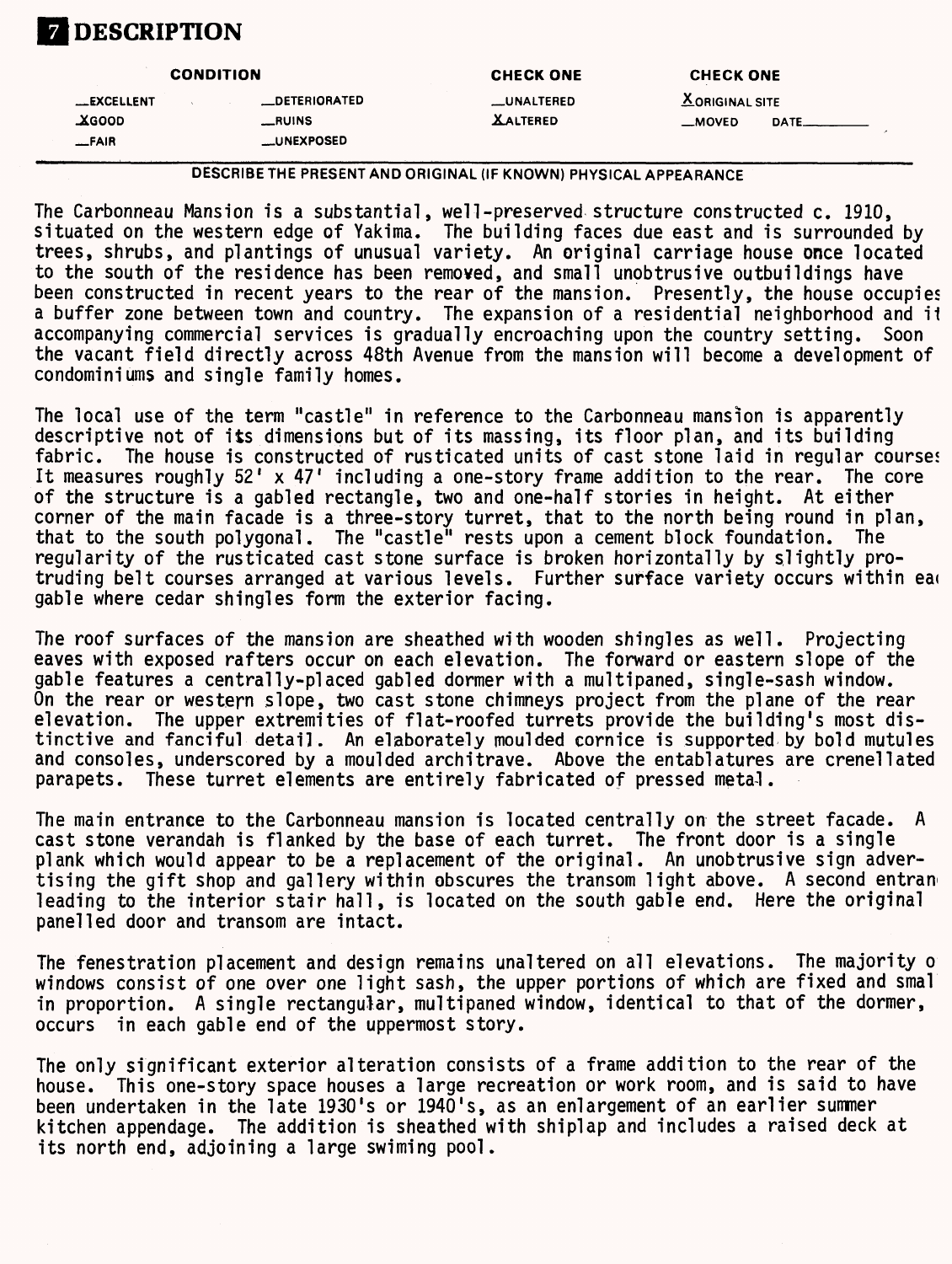# 7 DESCRIPTION

| CONDITION | | CHECK ONE | CHECK ONE |
|---|---|---|---|
| __EXCELLENT | __DETERIORATED | __UNALTERED | X ORIGINAL SITE |
| X GOOD | __RUINS | X ALTERED | __MOVED DATE______ |
| __FAIR | __UNEXPOSED | | |

DESCRIBE THE PRESENT AND ORIGINAL (IF KNOWN) PHYSICAL APPEARANCE

The Carbonneau Mansion is a substantial, well-preserved structure constructed c. 1910, situated on the western edge of Yakima. The building faces due east and is surrounded by trees, shrubs, and plantings of unusual variety. An original carriage house once located to the south of the residence has been removed, and small unobtrusive outbuildings have been constructed in recent years to the rear of the mansion. Presently, the house occupies a buffer zone between town and country. The expansion of a residential neighborhood and it accompanying commercial services is gradually encroaching upon the country setting. Soon the vacant field directly across 48th Avenue from the mansion will become a development of condominiums and single family homes.

The local use of the term "castle" in reference to the Carbonneau mansion is apparently descriptive not of its dimensions but of its massing, its floor plan, and its building fabric. The house is constructed of rusticated units of cast stone laid in regular courses It measures roughly 52' x 47' including a one-story frame addition to the rear. The core of the structure is a gabled rectangle, two and one-half stories in height. At either corner of the main facade is a three-story turret, that to the north being round in plan, that to the south polygonal. The "castle" rests upon a cement block foundation. The regularity of the rusticated cast stone surface is broken horizontally by slightly protruding belt courses arranged at various levels. Further surface variety occurs within eac gable where cedar shingles form the exterior facing.

The roof surfaces of the mansion are sheathed with wooden shingles as well. Projecting eaves with exposed rafters occur on each elevation. The forward or eastern slope of the gable features a centrally-placed gabled dormer with a multipaned, single-sash window. On the rear or western slope, two cast stone chimneys project from the plane of the rear elevation. The upper extremities of flat-roofed turrets provide the building's most distinctive and fanciful detail. An elaborately moulded cornice is supported by bold mutules and consoles, underscored by a moulded architrave. Above the entablatures are crenellated parapets. These turret elements are entirely fabricated of pressed metal.

The main entrance to the Carbonneau mansion is located centrally on the street facade. A cast stone verandah is flanked by the base of each turret. The front door is a single plank which would appear to be a replacement of the original. An unobtrusive sign advertising the gift shop and gallery within obscures the transom light above. A second entran leading to the interior stair hall, is located on the south gable end. Here the original panelled door and transom are intact.

The fenestration placement and design remains unaltered on all elevations. The majority o windows consist of one over one light sash, the upper portions of which are fixed and smal in proportion. A single rectangular, multipaned window, identical to that of the dormer, occurs in each gable end of the uppermost story.

The only significant exterior alteration consists of a frame addition to the rear of the house. This one-story space houses a large recreation or work room, and is said to have been undertaken in the late 1930's or 1940's, as an enlargement of an earlier summer kitchen appendage. The addition is sheathed with shiplap and includes a raised deck at its north end, adjoining a large swiming pool.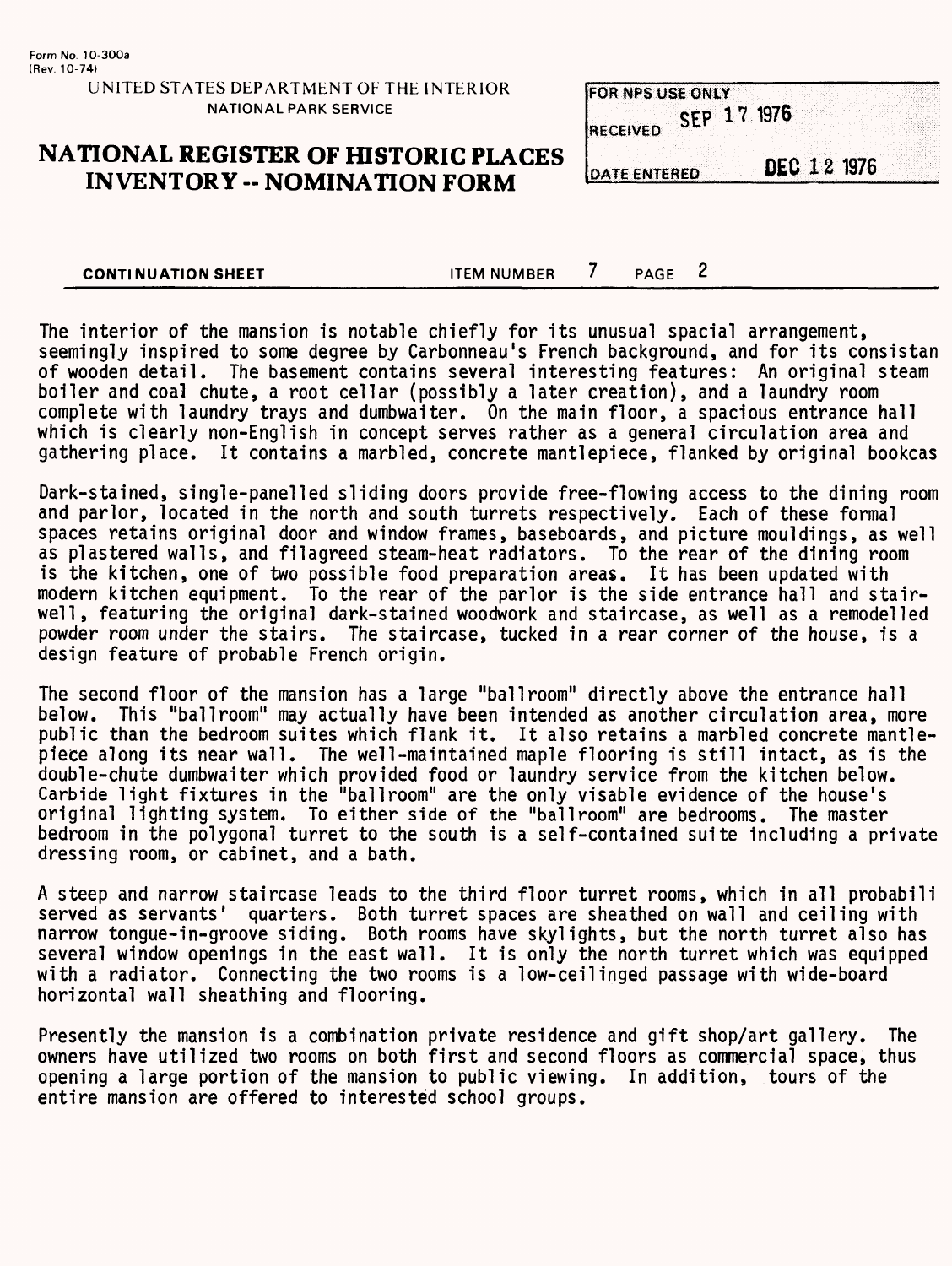Form No. 10-300a
(Rev. 10-74)

UNITED STATES DEPARTMENT OF THE INTERIOR
NATIONAL PARK SERVICE

# NATIONAL REGISTER OF HISTORIC PLACES INVENTORY -- NOMINATION FORM

| FOR NPS USE ONLY | |
|---|---|
| RECEIVED | SEP 17 1976 |
| DATE ENTERED | DEC 12 1976 |

**CONTINUATION SHEET** ITEM NUMBER 7 PAGE 2

The interior of the mansion is notable chiefly for its unusual spacial arrangement, seemingly inspired to some degree by Carbonneau's French background, and for its consistan of wooden detail. The basement contains several interesting features: An original steam boiler and coal chute, a root cellar (possibly a later creation), and a laundry room complete with laundry trays and dumbwaiter. On the main floor, a spacious entrance hall which is clearly non-English in concept serves rather as a general circulation area and gathering place. It contains a marbled, concrete mantlepiece, flanked by original bookcas

Dark-stained, single-panelled sliding doors provide free-flowing access to the dining room and parlor, located in the north and south turrets respectively. Each of these formal spaces retains original door and window frames, baseboards, and picture mouldings, as well as plastered walls, and filagreed steam-heat radiators. To the rear of the dining room is the kitchen, one of two possible food preparation areas. It has been updated with modern kitchen equipment. To the rear of the parlor is the side entrance hall and stairwell, featuring the original dark-stained woodwork and staircase, as well as a remodelled powder room under the stairs. The staircase, tucked in a rear corner of the house, is a design feature of probable French origin.

The second floor of the mansion has a large "ballroom" directly above the entrance hall below. This "ballroom" may actually have been intended as another circulation area, more public than the bedroom suites which flank it. It also retains a marbled concrete mantlepiece along its near wall. The well-maintained maple flooring is still intact, as is the double-chute dumbwaiter which provided food or laundry service from the kitchen below. Carbide light fixtures in the "ballroom" are the only visable evidence of the house's original lighting system. To either side of the "ballroom" are bedrooms. The master bedroom in the polygonal turret to the south is a self-contained suite including a private dressing room, or cabinet, and a bath.

A steep and narrow staircase leads to the third floor turret rooms, which in all probabili served as servants' quarters. Both turret spaces are sheathed on wall and ceiling with narrow tongue-in-groove siding. Both rooms have skylights, but the north turret also has several window openings in the east wall. It is only the north turret which was equipped with a radiator. Connecting the two rooms is a low-ceilinged passage with wide-board horizontal wall sheathing and flooring.

Presently the mansion is a combination private residence and gift shop/art gallery. The owners have utilized two rooms on both first and second floors as commercial space, thus opening a large portion of the mansion to public viewing. In addition, tours of the entire mansion are offered to interested school groups.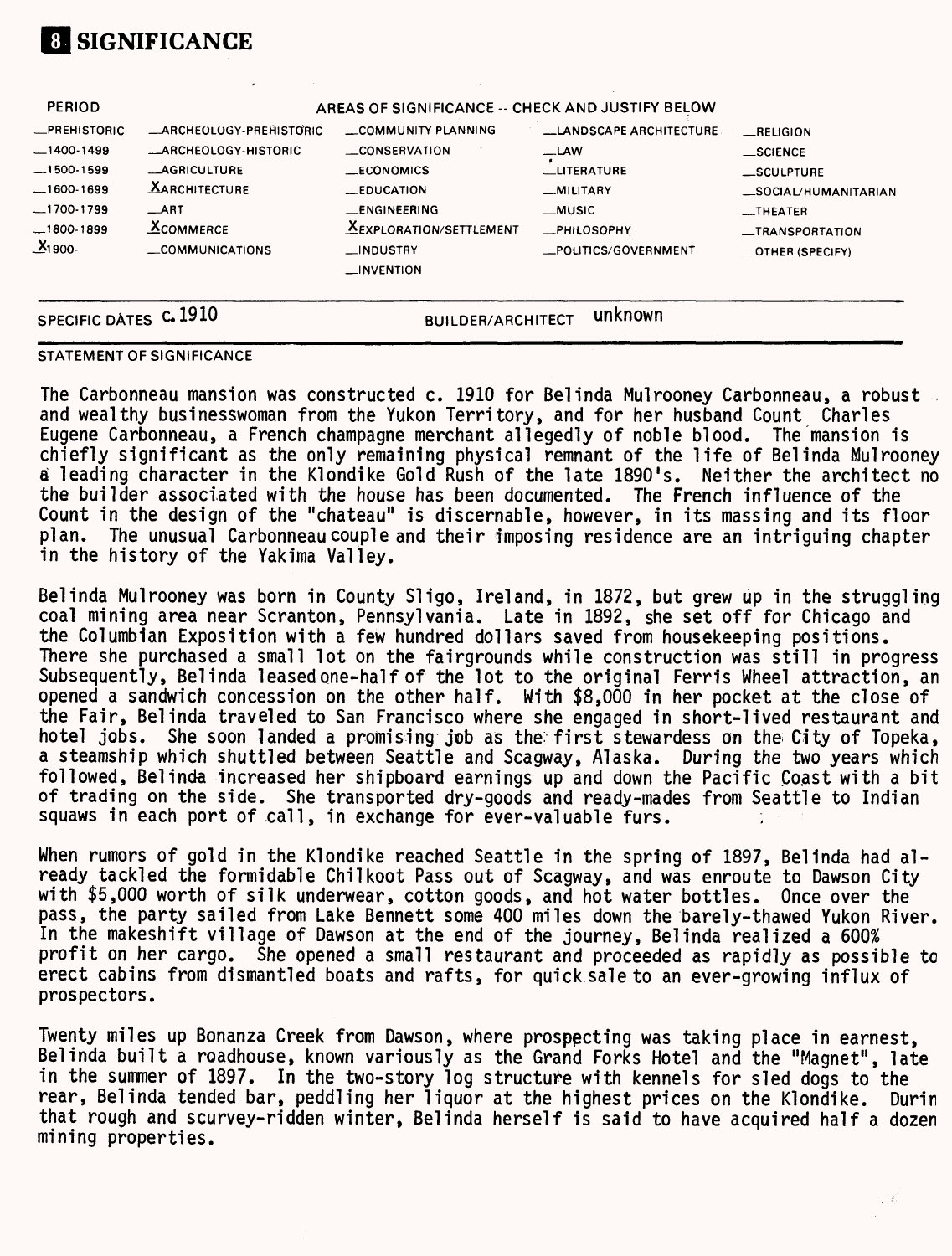# 8 SIGNIFICANCE

| PERIOD | AREAS OF SIGNIFICANCE -- CHECK AND JUSTIFY BELOW | | | |
|---|---|---|---|---|
| _PREHISTORIC | _ARCHEOLOGY-PREHISTORIC | _COMMUNITY PLANNING | _LANDSCAPE ARCHITECTURE | _RELIGION |
| _1400-1499 | _ARCHEOLOGY-HISTORIC | _CONSERVATION | _LAW | _SCIENCE |
| _1500-1599 | _AGRICULTURE | _ECONOMICS | _LITERATURE | _SCULPTURE |
| _1600-1699 | X ARCHITECTURE | _EDUCATION | _MILITARY | _SOCIAL/HUMANITARIAN |
| _1700-1799 | _ART | _ENGINEERING | _MUSIC | _THEATER |
| _1800-1899 | X COMMERCE | X EXPLORATION/SETTLEMENT | _PHILOSOPHY | _TRANSPORTATION |
| X 1900- | _COMMUNICATIONS | _INDUSTRY | _POLITICS/GOVERNMENT | _OTHER (SPECIFY) |
| | | _INVENTION | | |

SPECIFIC DATES c. 1910 BUILDER/ARCHITECT unknown

STATEMENT OF SIGNIFICANCE

The Carbonneau mansion was constructed c. 1910 for Belinda Mulrooney Carbonneau, a robust and wealthy businesswoman from the Yukon Territory, and for her husband Count Charles Eugene Carbonneau, a French champagne merchant allegedly of noble blood. The mansion is chiefly significant as the only remaining physical remnant of the life of Belinda Mulrooney a leading character in the Klondike Gold Rush of the late 1890's. Neither the architect no the builder associated with the house has been documented. The French influence of the Count in the design of the "chateau" is discernable, however, in its massing and its floor plan. The unusual Carbonneau couple and their imposing residence are an intriguing chapter in the history of the Yakima Valley.

Belinda Mulrooney was born in County Sligo, Ireland, in 1872, but grew up in the struggling coal mining area near Scranton, Pennsylvania. Late in 1892, she set off for Chicago and the Columbian Exposition with a few hundred dollars saved from housekeeping positions. There she purchased a small lot on the fairgrounds while construction was still in progress Subsequently, Belinda leased one-half of the lot to the original Ferris Wheel attraction, an opened a sandwich concession on the other half. With $8,000 in her pocket at the close of the Fair, Belinda traveled to San Francisco where she engaged in short-lived restaurant and hotel jobs. She soon landed a promising job as the first stewardess on the City of Topeka, a steamship which shuttled between Seattle and Scagway, Alaska. During the two years which followed, Belinda increased her shipboard earnings up and down the Pacific Coast with a bit of trading on the side. She transported dry-goods and ready-mades from Seattle to Indian squaws in each port of call, in exchange for ever-valuable furs.

When rumors of gold in the Klondike reached Seattle in the spring of 1897, Belinda had already tackled the formidable Chilkoot Pass out of Scagway, and was enroute to Dawson City with $5,000 worth of silk underwear, cotton goods, and hot water bottles. Once over the pass, the party sailed from Lake Bennett some 400 miles down the barely-thawed Yukon River. In the makeshift village of Dawson at the end of the journey, Belinda realized a 600% profit on her cargo. She opened a small restaurant and proceeded as rapidly as possible to erect cabins from dismantled boats and rafts, for quick sale to an ever-growing influx of prospectors.

Twenty miles up Bonanza Creek from Dawson, where prospecting was taking place in earnest, Belinda built a roadhouse, known variously as the Grand Forks Hotel and the "Magnet", late in the summer of 1897. In the two-story log structure with kennels for sled dogs to the rear, Belinda tended bar, peddling her liquor at the highest prices on the Klondike. Durin that rough and scurvey-ridden winter, Belinda herself is said to have acquired half a dozen mining properties.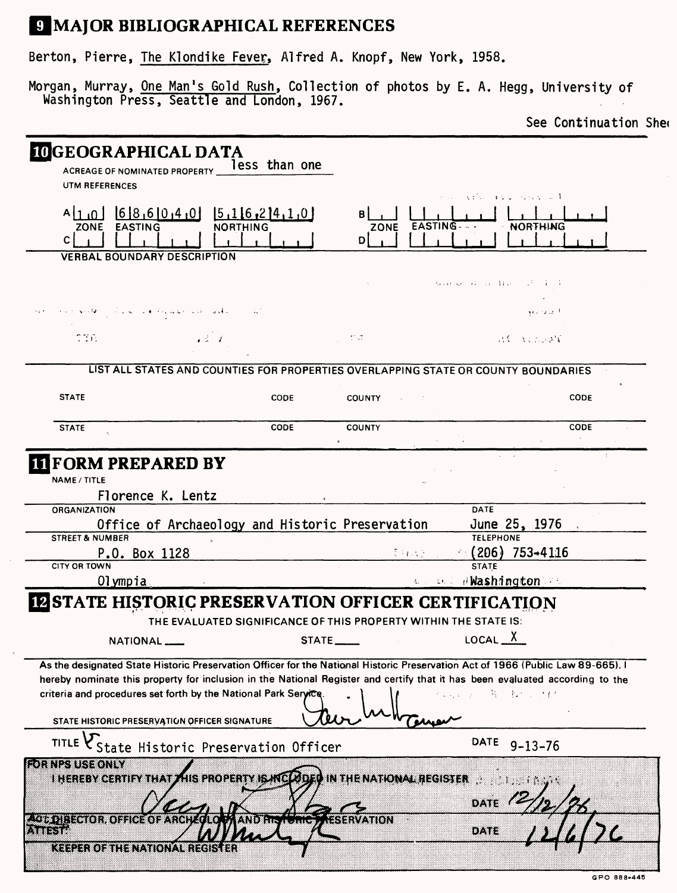# 9 MAJOR BIBLIOGRAPHICAL REFERENCES

Berton, Pierre, The Klondike Fever, Alfred A. Knopf, New York, 1958.

Morgan, Murray, One Man's Gold Rush, Collection of photos by E. A. Hegg, University of Washington Press, Seattle and London, 1967.

See Continuation Shee

# 10 GEOGRAPHICAL DATA

ACREAGE OF NOMINATED PROPERTY less than one

UTM REFERENCES

| | ZONE | EASTING | NORTHING | | ZONE | EASTING | NORTHING |
|---|---|---|---|---|---|---|---|
| A | 1 0 | 6 8 6 0 4 0 | 5 1 6 2 4 1 0 | B | | | |
| C | | | | D | | | |

VERBAL BOUNDARY DESCRIPTION

LIST ALL STATES AND COUNTIES FOR PROPERTIES OVERLAPPING STATE OR COUNTY BOUNDARIES

| STATE | CODE | COUNTY | CODE |
|---|---|---|---|
| STATE | CODE | COUNTY | CODE |

# 11 FORM PREPARED BY

NAME / TITLE

Florence K. Lentz

| ORGANIZATION | DATE |
|---|---|
| Office of Archaeology and Historic Preservation | June 25, 1976 |
| **STREET & NUMBER** | **TELEPHONE** |
| P.O. Box 1128 | (206) 753-4116 |
| **CITY OR TOWN** | **STATE** |
| Olympia | Washington |

# 12 STATE HISTORIC PRESERVATION OFFICER CERTIFICATION

THE EVALUATED SIGNIFICANCE OF THIS PROPERTY WITHIN THE STATE IS:

NATIONAL ___ STATE ___ LOCAL X

As the designated State Historic Preservation Officer for the National Historic Preservation Act of 1966 (Public Law 89-665), I hereby nominate this property for inclusion in the National Register and certify that it has been evaluated according to the criteria and procedures set forth by the National Park Service.

STATE HISTORIC PRESERVATION OFFICER SIGNATURE [signature]

TITLE State Historic Preservation Officer DATE 9-13-76

FOR NPS USE ONLY

I HEREBY CERTIFY THAT THIS PROPERTY IS INCLUDED IN THE NATIONAL REGISTER

[signature] DATE 12/12/76

ACT. DIRECTOR, OFFICE OF ARCHEOLOGY AND HISTORIC PRESERVATION

ATTEST: [signature] DATE 12/6/76

KEEPER OF THE NATIONAL REGISTER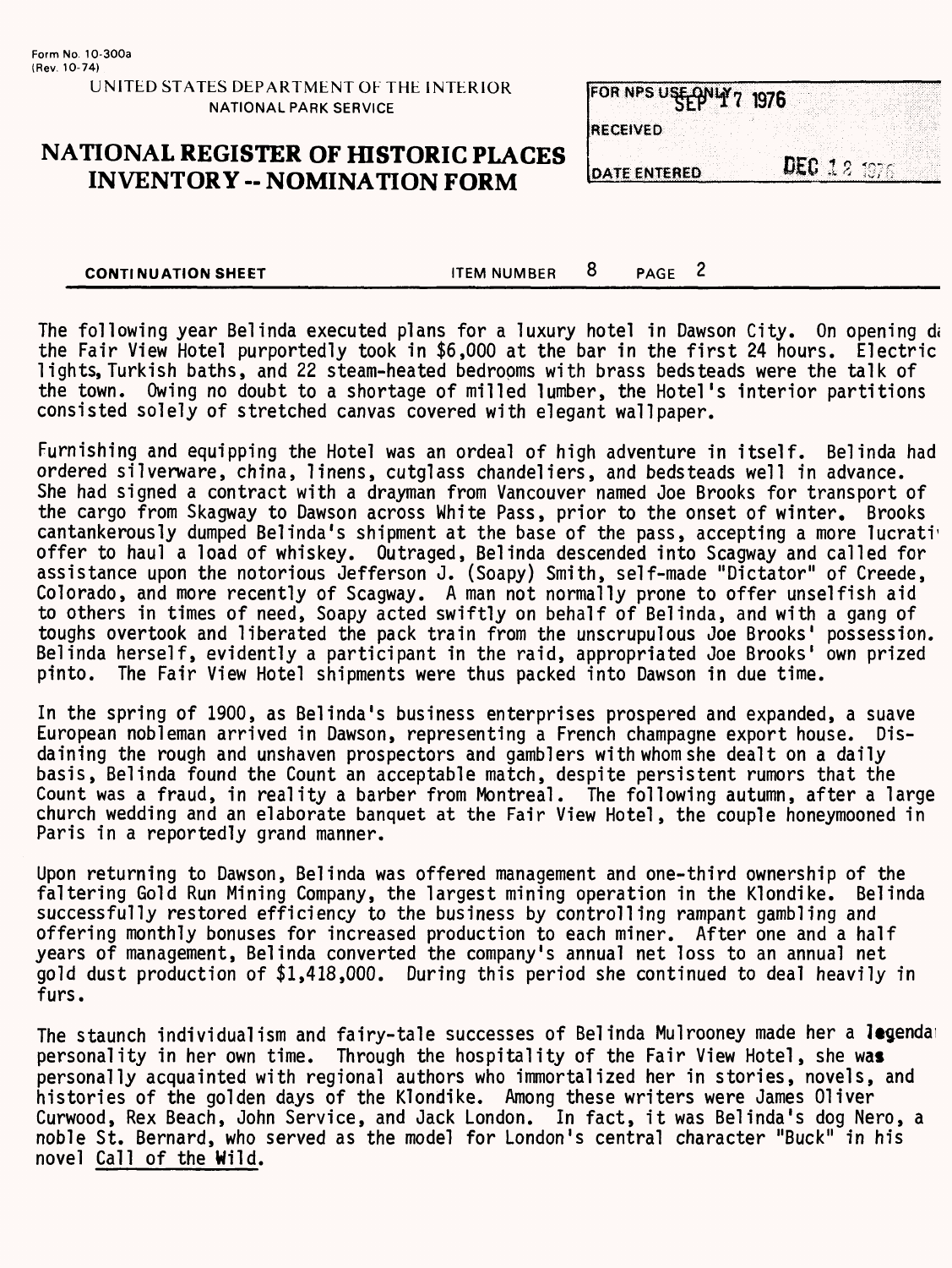Form No. 10-300a
(Rev. 10-74)

UNITED STATES DEPARTMENT OF THE INTERIOR
NATIONAL PARK SERVICE

# NATIONAL REGISTER OF HISTORIC PLACES INVENTORY -- NOMINATION FORM

| FOR NPS USE ONLY SEP 17 1976 |
| --- |
| RECEIVED |
| DATE ENTERED DEC 12 1976 |

**CONTINUATION SHEET** ITEM NUMBER 8 PAGE 2

The following year Belinda executed plans for a luxury hotel in Dawson City. On opening da the Fair View Hotel purportedly took in $6,000 at the bar in the first 24 hours. Electric lights, Turkish baths, and 22 steam-heated bedrooms with brass bedsteads were the talk of the town. Owing no doubt to a shortage of milled lumber, the Hotel's interior partitions consisted solely of stretched canvas covered with elegant wallpaper.

Furnishing and equipping the Hotel was an ordeal of high adventure in itself. Belinda had ordered silverware, china, linens, cutglass chandeliers, and bedsteads well in advance. She had signed a contract with a drayman from Vancouver named Joe Brooks for transport of the cargo from Skagway to Dawson across White Pass, prior to the onset of winter. Brooks cantankerously dumped Belinda's shipment at the base of the pass, accepting a more lucrati offer to haul a load of whiskey. Outraged, Belinda descended into Scagway and called for assistance upon the notorious Jefferson J. (Soapy) Smith, self-made "Dictator" of Creede, Colorado, and more recently of Scagway. A man not normally prone to offer unselfish aid to others in times of need, Soapy acted swiftly on behalf of Belinda, and with a gang of toughs overtook and liberated the pack train from the unscrupulous Joe Brooks' possession. Belinda herself, evidently a participant in the raid, appropriated Joe Brooks' own prized pinto. The Fair View Hotel shipments were thus packed into Dawson in due time.

In the spring of 1900, as Belinda's business enterprises prospered and expanded, a suave European nobleman arrived in Dawson, representing a French champagne export house. Disdaining the rough and unshaven prospectors and gamblers with whom she dealt on a daily basis, Belinda found the Count an acceptable match, despite persistent rumors that the Count was a fraud, in reality a barber from Montreal. The following autumn, after a large church wedding and an elaborate banquet at the Fair View Hotel, the couple honeymooned in Paris in a reportedly grand manner.

Upon returning to Dawson, Belinda was offered management and one-third ownership of the faltering Gold Run Mining Company, the largest mining operation in the Klondike. Belinda successfully restored efficiency to the business by controlling rampant gambling and offering monthly bonuses for increased production to each miner. After one and a half years of management, Belinda converted the company's annual net loss to an annual net gold dust production of $1,418,000. During this period she continued to deal heavily in furs.

The staunch individualism and fairy-tale successes of Belinda Mulrooney made her a legendar personality in her own time. Through the hospitality of the Fair View Hotel, she was personally acquainted with regional authors who immortalized her in stories, novels, and histories of the golden days of the Klondike. Among these writers were James Oliver Curwood, Rex Beach, John Service, and Jack London. In fact, it was Belinda's dog Nero, a noble St. Bernard, who served as the model for London's central character "Buck" in his novel Call of the Wild.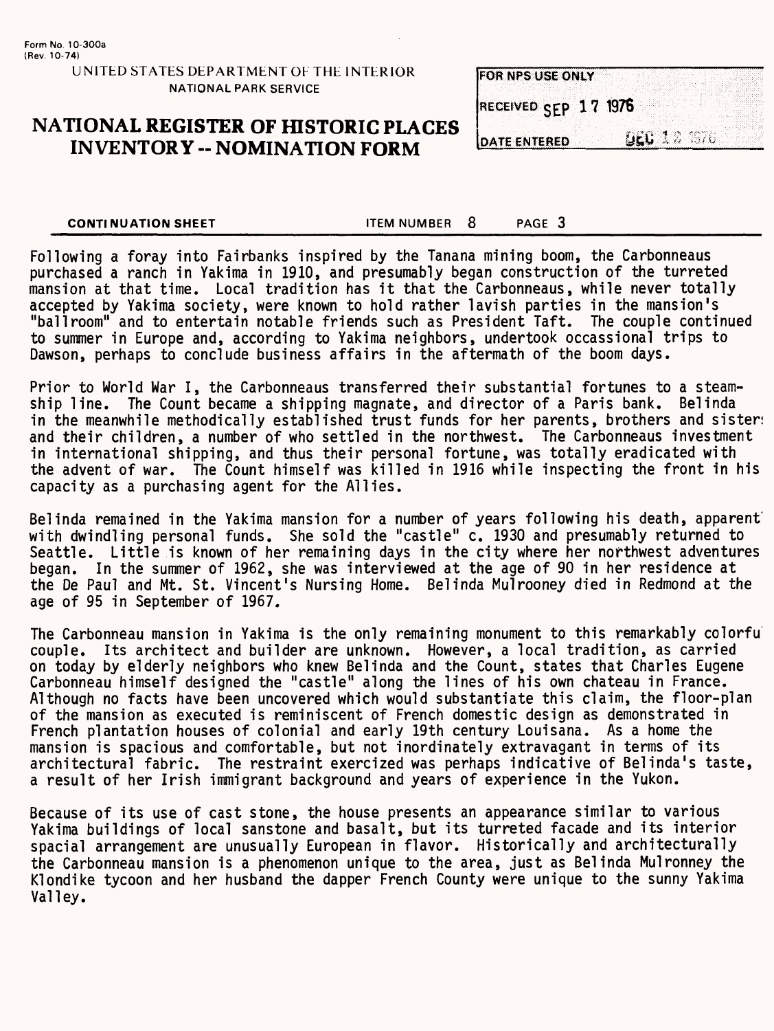Form No. 10-300a
(Rev. 10-74)

UNITED STATES DEPARTMENT OF THE INTERIOR
NATIONAL PARK SERVICE

# NATIONAL REGISTER OF HISTORIC PLACES INVENTORY -- NOMINATION FORM

| FOR NPS USE ONLY |
|---|
| RECEIVED SEP 17 1976 |
| DATE ENTERED DEC 12 1976 |

**CONTINUATION SHEET** ITEM NUMBER 8 PAGE 3

Following a foray into Fairbanks inspired by the Tanana mining boom, the Carbonneaus purchased a ranch in Yakima in 1910, and presumably began construction of the turreted mansion at that time. Local tradition has it that the Carbonneaus, while never totally accepted by Yakima society, were known to hold rather lavish parties in the mansion's "ballroom" and to entertain notable friends such as President Taft. The couple continued to summer in Europe and, according to Yakima neighbors, undertook occassional trips to Dawson, perhaps to conclude business affairs in the aftermath of the boom days.

Prior to World War I, the Carbonneaus transferred their substantial fortunes to a steamship line. The Count became a shipping magnate, and director of a Paris bank. Belinda in the meanwhile methodically established trust funds for her parents, brothers and sisters and their children, a number of who settled in the northwest. The Carbonneaus investment in international shipping, and thus their personal fortune, was totally eradicated with the advent of war. The Count himself was killed in 1916 while inspecting the front in his capacity as a purchasing agent for the Allies.

Belinda remained in the Yakima mansion for a number of years following his death, apparent with dwindling personal funds. She sold the "castle" c. 1930 and presumably returned to Seattle. Little is known of her remaining days in the city where her northwest adventures began. In the summer of 1962, she was interviewed at the age of 90 in her residence at the De Paul and Mt. St. Vincent's Nursing Home. Belinda Mulrooney died in Redmond at the age of 95 in September of 1967.

The Carbonneau mansion in Yakima is the only remaining monument to this remarkably colorfu couple. Its architect and builder are unknown. However, a local tradition, as carried on today by elderly neighbors who knew Belinda and the Count, states that Charles Eugene Carbonneau himself designed the "castle" along the lines of his own chateau in France. Although no facts have been uncovered which would substantiate this claim, the floor-plan of the mansion as executed is reminiscent of French domestic design as demonstrated in French plantation houses of colonial and early 19th century Louisana. As a home the mansion is spacious and comfortable, but not inordinately extravagant in terms of its architectural fabric. The restraint exercized was perhaps indicative of Belinda's taste, a result of her Irish immigrant background and years of experience in the Yukon.

Because of its use of cast stone, the house presents an appearance similar to various Yakima buildings of local sanstone and basalt, but its turreted facade and its interior spacial arrangement are unusually European in flavor. Historically and architecturally the Carbonneau mansion is a phenomenon unique to the area, just as Belinda Mulronney the Klondike tycoon and her husband the dapper French County were unique to the sunny Yakima Valley.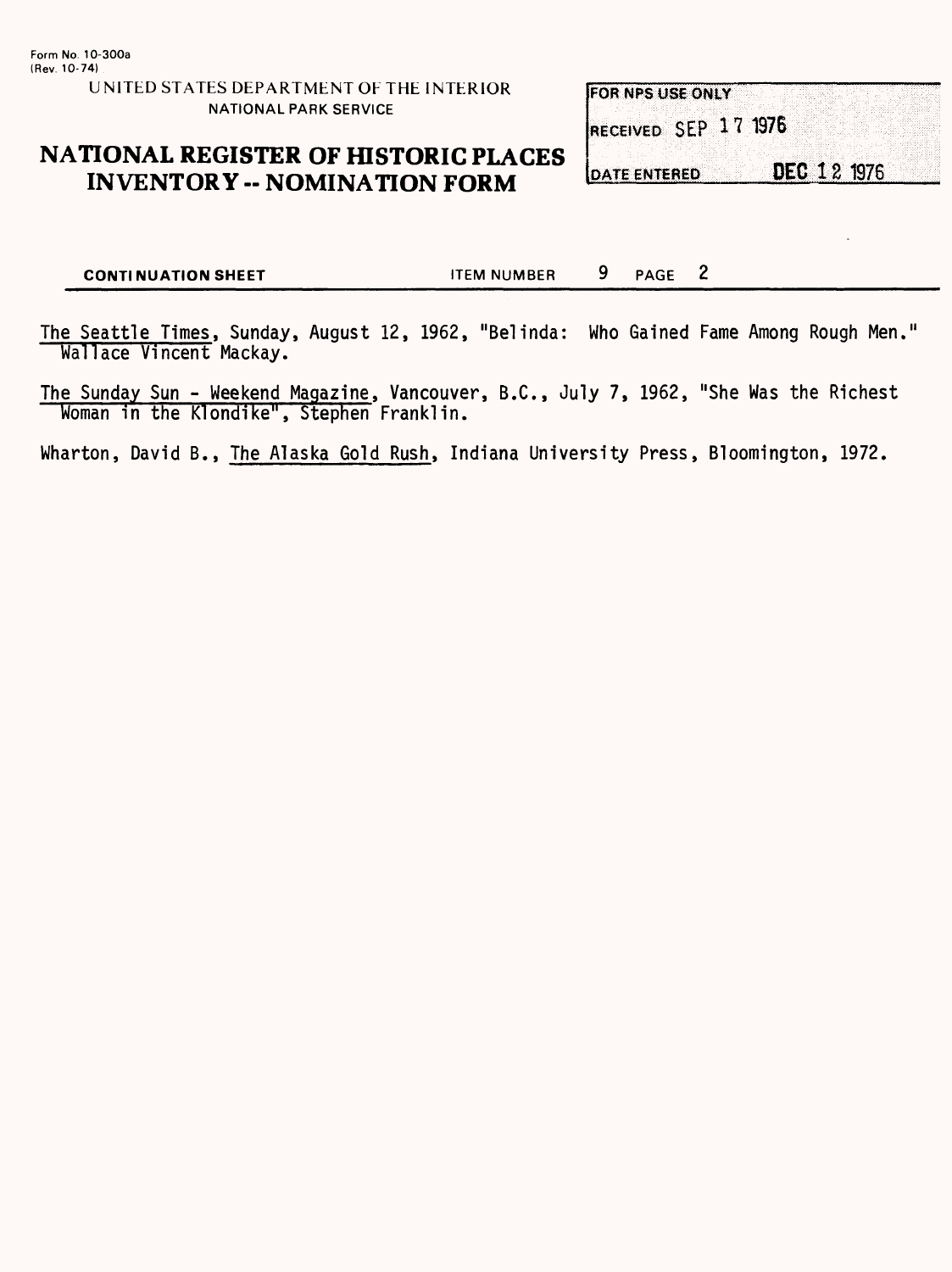Form No. 10-300a
(Rev. 10-74)

UNITED STATES DEPARTMENT OF THE INTERIOR
NATIONAL PARK SERVICE

# NATIONAL REGISTER OF HISTORIC PLACES INVENTORY -- NOMINATION FORM

| | |
|---|---|
| FOR NPS USE ONLY | |
| RECEIVED | SEP 17 1976 |
| DATE ENTERED | DEC 12 1976 |

**CONTINUATION SHEET** ITEM NUMBER 9 PAGE 2

The Seattle Times, Sunday, August 12, 1962, "Belinda: Who Gained Fame Among Rough Men." Wallace Vincent Mackay.

The Sunday Sun - Weekend Magazine, Vancouver, B.C., July 7, 1962, "She Was the Richest Woman in the Klondike", Stephen Franklin.

Wharton, David B., The Alaska Gold Rush, Indiana University Press, Bloomington, 1972.